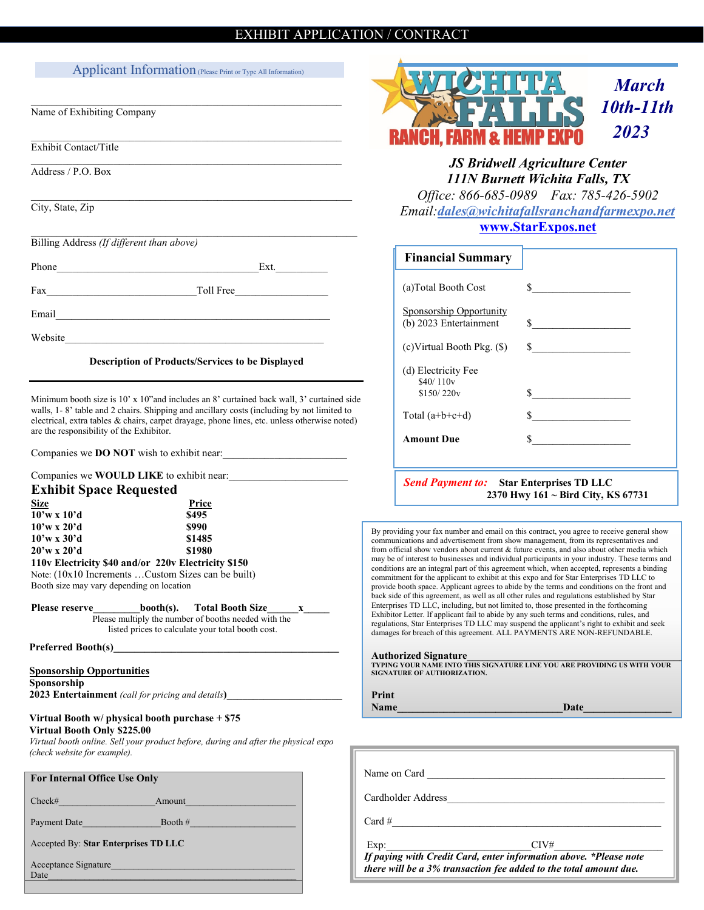# EXHIBIT APPLICATION / CONTRACT

## Applicant Information (Please Print or Type All Information)

______________________________________________
Name of Exhibiting Company

______________________________________________
Exhibit Contact/Title

______________________________________________
Address / P.O. Box

______________________________________________
City, State, Zip

______________________________________________
Billing Address *(If different than above)*

Phone________________________________________Ext.__________

Fax_____________________________Toll Free__________________

Email______________________________________________________

Website____________________________________________________

**Description of Products/Services to be Displayed**

______________________________________________

Minimum booth size is 10' x 10"and includes an 8' curtained back wall, 3' curtained side walls, 1- 8' table and 2 chairs. Shipping and ancillary costs (including by not limited to electrical, extra tables & chairs, carpet drayage, phone lines, etc. unless otherwise noted) are the responsibility of the Exhibitor.

Companies we **DO NOT** wish to exhibit near:________________________

Companies we **WOULD LIKE** to exhibit near:________________________

## Exhibit Space Requested

| Size | Price |
|---|---|
| **10'w x 10'd** | **$495** |
| **10'w x 20'd** | **$990** |
| **10'w x 30'd** | **$1485** |
| **20'w x 20'd** | **$1980** |

**110v Electricity $40 and/or 220v Electricity $150**

Note: (10x10 Increments …Custom Sizes can be built)

Booth size may vary depending on location

**Please reserve**_________**booth(s). Total Booth Size**______**x**_____

Please multiply the number of booths needed with the listed prices to calculate your total booth cost.

**Preferred Booth(s)**____________________________________________

**Sponsorship Opportunities**

**Sponsorship**

**2023 Entertainment** *(call for pricing and details)*______________________

**Virtual Booth w/ physical booth purchase + $75**

**Virtual Booth Only $225.00**

*Virtual booth online. Sell your product before, during and after the physical expo (check website for example).*

**For Internal Office Use Only**

Check#___________________Amount_______________________

Payment Date_________________Booth #_____________________

Accepted By: **Star Enterprises TD LLC**

Acceptance Signature______________________________________

Date______________________________________________________

---

# WICHITA FALLS RANCH, FARM & HEMP EXPO

***March 10th-11th 2023***

***JS Bridwell Agriculture Center***

***111N Burnett Wichita Falls, TX***

*Office: 866-685-0989 Fax: 785-426-5902*

*Email:dales@wichitafallsranchandfarmexpo.net*

**www.StarExpos.net**

## Financial Summary

| | |
|---|---|
| (a)Total Booth Cost | $__________________ |
| Sponsorship Opportunity (b) 2023 Entertainment | $__________________ |
| (c)Virtual Booth Pkg. ($) | $__________________ |
| (d) Electricity Fee $40/ 110v $150/ 220v | $__________________ |
| Total (a+b+c+d) | $__________________ |
| **Amount Due** | $__________________ |

***Send Payment to:*** **Star Enterprises TD LLC**
**2370 Hwy 161 ~ Bird City, KS 67731**

By providing your fax number and email on this contract, you agree to receive general show communications and advertisement from show management, from its representatives and from official show vendors about current & future events, and also about other media which may be of interest to businesses and individual participants in your industry. These terms and conditions are an integral part of this agreement which, when accepted, represents a binding commitment for the applicant to exhibit at this expo and for Star Enterprises TD LLC to provide booth space. Applicant agrees to abide by the terms and conditions on the front and back side of this agreement, as well as all other rules and regulations established by Star Enterprises TD LLC, including, but not limited to, those presented in the forthcoming Exhibitor Letter. If applicant fail to abide by any such terms and conditions, rules, and regulations, Star Enterprises TD LLC may suspend the applicant's right to exhibit and seek damages for breach of this agreement. ALL PAYMENTS ARE NON-REFUNDABLE.

**Authorized Signature**________________________________________
**TYPING YOUR NAME INTO THIS SIGNATURE LINE YOU ARE PROVIDING US WITH YOUR SIGNATURE OF AUTHORIZATION.**

**Print Name**_______________________________**Date**________________

Name on Card ____________________________________________

Cardholder Address_________________________________________

Card #___________________________________________________

Exp:_____________________________CIV#___________________

***If paying with Credit Card, enter information above. \*Please note there will be a 3% transaction fee added to the total amount due.***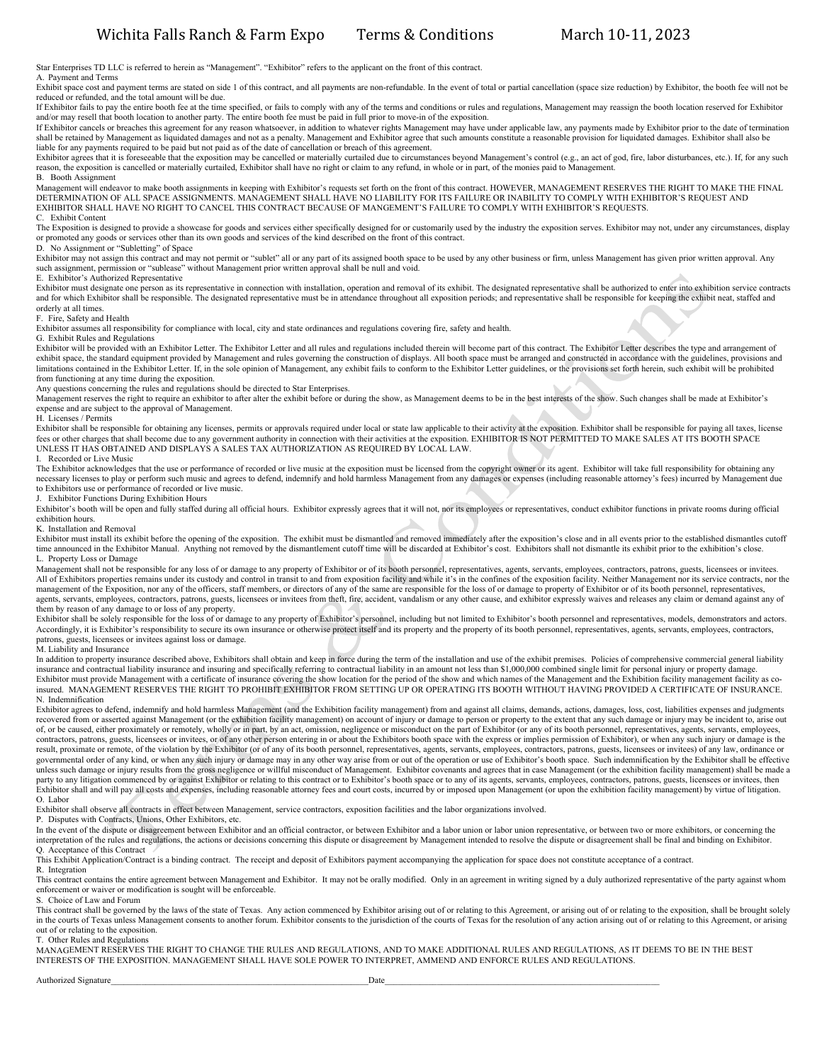# Wichita Falls Ranch & Farm Expo Terms & Conditions March 10-11, 2023

Star Enterprises TD LLC is referred to herein as "Management". "Exhibitor" refers to the applicant on the front of this contract.

A. Payment and Terms

Exhibit space cost and payment terms are stated on side 1 of this contract, and all payments are non-refundable. In the event of total or partial cancellation (space size reduction) by Exhibitor, the booth fee will not be reduced or refunded, and the total amount will be due.

If Exhibitor fails to pay the entire booth fee at the time specified, or fails to comply with any of the terms and conditions or rules and regulations, Management may reassign the booth location reserved for Exhibitor and/or may resell that booth location to another party. The entire booth fee must be paid in full prior to move-in of the exposition.

If Exhibitor cancels or breaches this agreement for any reason whatsoever, in addition to whatever rights Management may have under applicable law, any payments made by Exhibitor prior to the date of termination shall be retained by Management as liquidated damages and not as a penalty. Management and Exhibitor agree that such amounts constitute a reasonable provision for liquidated damages. Exhibitor shall also be liable for any payments required to be paid but not paid as of the date of cancellation or breach of this agreement.

Exhibitor agrees that it is foreseeable that the exposition may be cancelled or materially curtailed due to circumstances beyond Management's control (e.g., an act of god, fire, labor disturbances, etc.). If, for any such reason, the exposition is cancelled or materially curtailed, Exhibitor shall have no right or claim to any refund, in whole or in part, of the monies paid to Management.

B. Booth Assignment

Management will endeavor to make booth assignments in keeping with Exhibitor's requests set forth on the front of this contract. HOWEVER, MANAGEMENT RESERVES THE RIGHT TO MAKE THE FINAL DETERMINATION OF ALL SPACE ASSIGNMENTS. MANAGEMENT SHALL HAVE NO LIABILITY FOR ITS FAILURE OR INABILITY TO COMPLY WITH EXHIBITOR'S REQUEST AND EXHIBITOR SHALL HAVE NO RIGHT TO CANCEL THIS CONTRACT BECAUSE OF MANGEMENT'S FAILURE TO COMPLY WITH EXHIBITOR'S REQUESTS.

C. Exhibit Content

The Exposition is designed to provide a showcase for goods and services either specifically designed for or customarily used by the industry the exposition serves. Exhibitor may not, under any circumstances, display or promoted any goods or services other than its own goods and services of the kind described on the front of this contract.

D. No Assignment or "Subletting" of Space

Exhibitor may not assign this contract and may not permit or "sublet" all or any part of its assigned booth space to be used by any other business or firm, unless Management has given prior written approval. Any such assignment, permission or "sublease" without Management prior written approval shall be null and void.

E. Exhibitor's Authorized Representative

Exhibitor must designate one person as its representative in connection with installation, operation and removal of its exhibit. The designated representative shall be authorized to enter into exhibition service contracts and for which Exhibitor shall be responsible. The designated representative must be in attendance throughout all exposition periods; and representative shall be responsible for keeping the exhibit neat, staffed and orderly at all times.

F. Fire, Safety and Health

Exhibitor assumes all responsibility for compliance with local, city and state ordinances and regulations covering fire, safety and health.

G. Exhibit Rules and Regulations

Exhibitor will be provided with an Exhibitor Letter. The Exhibitor Letter and all rules and regulations included therein will become part of this contract. The Exhibitor Letter describes the type and arrangement of exhibit space, the standard equipment provided by Management and rules governing the construction of displays. All booth space must be arranged and constructed in accordance with the guidelines, provisions and limitations contained in the Exhibitor Letter. If, in the sole opinion of Management, any exhibit fails to conform to the Exhibitor Letter guidelines, or the provisions set forth herein, such exhibit will be prohibited from functioning at any time during the exposition.

Any questions concerning the rules and regulations should be directed to Star Enterprises.

Management reserves the right to require an exhibitor to after alter the exhibit before or during the show, as Management deems to be in the best interests of the show. Such changes shall be made at Exhibitor's expense and are subject to the approval of Management.

H. Licenses / Permits

Exhibitor shall be responsible for obtaining any licenses, permits or approvals required under local or state law applicable to their activity at the exposition. Exhibitor shall be responsible for paying all taxes, license fees or other charges that shall become due to any government authority in connection with their activities at the exposition. EXHIBITOR IS NOT PERMITTED TO MAKE SALES AT ITS BOOTH SPACE UNLESS IT HAS OBTAINED AND DISPLAYS A SALES TAX AUTHORIZATION AS REQUIRED BY LOCAL LAW.

I. Recorded or Live Music

The Exhibitor acknowledges that the use or performance of recorded or live music at the exposition must be licensed from the copyright owner or its agent. Exhibitor will take full responsibility for obtaining any necessary licenses to play or perform such music and agrees to defend, indemnify and hold harmless Management from any damages or expenses (including reasonable attorney's fees) incurred by Management due to Exhibitors use or performance of recorded or live music.

J. Exhibitor Functions During Exhibition Hours

Exhibitor's booth will be open and fully staffed during all official hours. Exhibitor expressly agrees that it will not, nor its employees or representatives, conduct exhibitor functions in private rooms during official exhibition hours.

K. Installation and Removal

Exhibitor must install its exhibit before the opening of the exposition. The exhibit must be dismantled and removed immediately after the exposition's close and in all events prior to the established dismantles cutoff time announced in the Exhibitor Manual. Anything not removed by the dismantlement cutoff time will be discarded at Exhibitor's cost. Exhibitors shall not dismantle its exhibit prior to the exhibition's close.

L. Property Loss or Damage

Management shall not be responsible for any loss of or damage to any property of Exhibitor or of its booth personnel, representatives, agents, servants, employees, contractors, patrons, guests, licensees or invitees. All of Exhibitors properties remains under its custody and control in transit to and from exposition facility and while it's in the confines of the exposition facility. Neither Management nor its service contracts, nor the management of the Exposition, nor any of the officers, staff members, or directors of any of the same are responsible for the loss of or damage to property of Exhibitor or of its booth personnel, representatives, agents, servants, employees, contractors, patrons, guests, licensees or invitees from theft, fire, accident, vandalism or any other cause, and exhibitor expressly waives and releases any claim or demand against any of them by reason of any damage to or loss of any property.

Exhibitor shall be solely responsible for the loss of or damage to any property of Exhibitor's personnel, including but not limited to Exhibitor's booth personnel and representatives, models, demonstrators and actors. Accordingly, it is Exhibitor's responsibility to secure its own insurance or otherwise protect itself and its property and the property of its booth personnel, representatives, agents, servants, employees, contractors, patrons, guests, licensees or invitees against loss or damage.

M. Liability and Insurance

In addition to property insurance described above, Exhibitors shall obtain and keep in force during the term of the installation and use of the exhibit premises. Policies of comprehensive commercial general liability insurance and contractual liability insurance and insuring and specifically referring to contractual liability in an amount not less than $1,000,000 combined single limit for personal injury or property damage. Exhibitor must provide Management with a certificate of insurance covering the show location for the period of the show and which names of the Management and the Exhibition facility management facility as co-insured. MANAGEMENT RESERVES THE RIGHT TO PROHIBIT EXHIBITOR FROM SETTING UP OR OPERATING ITS BOOTH WITHOUT HAVING PROVIDED A CERTIFICATE OF INSURANCE.

N. Indemnification

Exhibitor agrees to defend, indemnify and hold harmless Management (and the Exhibition facility management) from and against all claims, demands, actions, damages, loss, cost, liabilities expenses and judgments recovered from or asserted against Management (or the exhibition facility management) on account of injury or damage to person or property to the extent that any such damage or injury may be incident to, arise out of, or be caused, either proximately or remotely, wholly or in part, by an act, omission, negligence or misconduct on the part of Exhibitor (or any of its booth personnel, representatives, agents, servants, employees, contractors, patrons, guests, licensees or invitees, or of any other person entering in or about the Exhibitors booth space with the express or implies permission of Exhibitor), or when any such injury or damage is the result, proximate or remote, of the violation by the Exhibitor (or of any of its booth personnel, representatives, agents, servants, employees, contractors, patrons, guests, licensees or invitees) of any law, ordinance or governmental order of any kind, or when any such injury or damage may in any other way arise from or out of the operation or use of Exhibitor's booth space. Such indemnification by the Exhibitor shall be effective unless such damage or injury results from the gross negligence or willful misconduct of Management. Exhibitor covenants and agrees that in case Management (or the exhibition facility management) shall be made a party to any litigation commenced by or against Exhibitor or relating to this contract or to Exhibitor's booth space or to any of its agents, servants, employees, contractors, patrons, guests, licensees or invitees, then Exhibitor shall and will pay all costs and expenses, including reasonable attorney fees and court costs, incurred by or imposed upon Management (or upon the exhibition facility management) by virtue of litigation.

O. Labor

Exhibitor shall observe all contracts in effect between Management, service contractors, exposition facilities and the labor organizations involved.

P. Disputes with Contracts, Unions, Other Exhibitors, etc.

In the event of the dispute or disagreement between Exhibitor and an official contractor, or between Exhibitor and a labor union or labor union representative, or between two or more exhibitors, or concerning the interpretation of the rules and regulations, the actions or decisions concerning this dispute or disagreement by Management intended to resolve the dispute or disagreement shall be final and binding on Exhibitor.

Q. Acceptance of this Contract

This Exhibit Application/Contract is a binding contract. The receipt and deposit of Exhibitors payment accompanying the application for space does not constitute acceptance of a contract.

R. Integration

This contract contains the entire agreement between Management and Exhibitor. It may not be orally modified. Only in an agreement in writing signed by a duly authorized representative of the party against whom enforcement or waiver or modification is sought will be enforceable.

S. Choice of Law and Forum

This contract shall be governed by the laws of the state of Texas. Any action commenced by Exhibitor arising out of or relating to this Agreement, or arising out of or relating to the exposition, shall be brought solely in the courts of Texas unless Management consents to another forum. Exhibitor consents to the jurisdiction of the courts of Texas for the resolution of any action arising out of or relating to this Agreement, or arising out of or relating to the exposition.

T. Other Rules and Regulations

MANAGEMENT RESERVES THE RIGHT TO CHANGE THE RULES AND REGULATIONS, AND TO MAKE ADDITIONAL RULES AND REGULATIONS, AS IT DEEMS TO BE IN THE BEST INTERESTS OF THE EXPOSITION. MANAGEMENT SHALL HAVE SOLE POWER TO INTERPRET, AMMEND AND ENFORCE RULES AND REGULATIONS.

Authorized Signature________________________________________ Date________________________________________